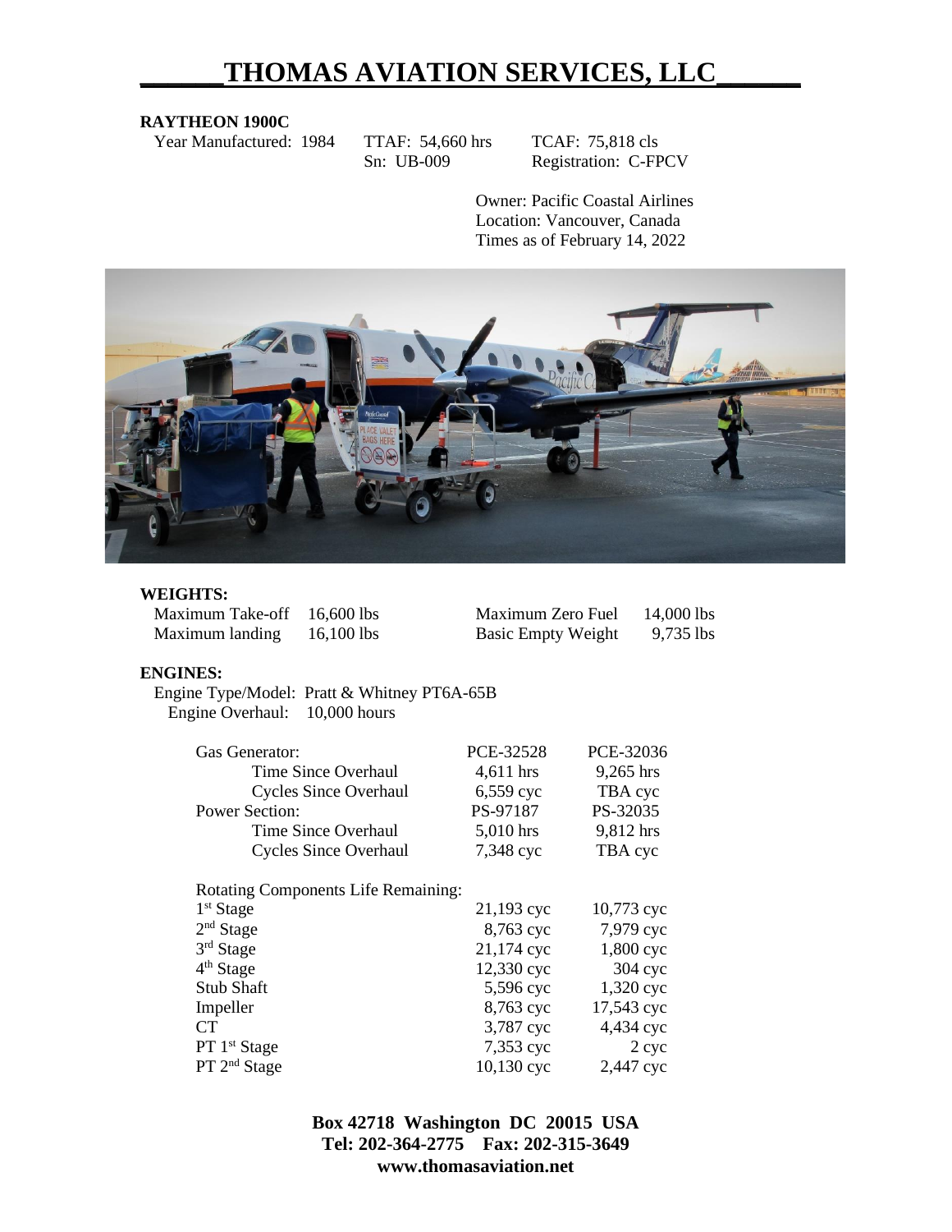# THOMAS AVIATION SERVICES, LLC

**RAYTHEON 1900C**

Year Manufactured: 1984 TTAF: 54,660 hrs TCAF: 75,818 cls
Sn: UB-009 Registration: C-FPCV

Owner: Pacific Coastal Airlines
Location: Vancouver, Canada
Times as of February 14, 2022

**WEIGHTS:**

| | | | |
|---|---|---|---|
| Maximum Take-off | 16,600 lbs | Maximum Zero Fuel | 14,000 lbs |
| Maximum landing | 16,100 lbs | Basic Empty Weight | 9,735 lbs |

**ENGINES:**

Engine Type/Model: Pratt & Whitney PT6A-65B
Engine Overhaul: 10,000 hours

| | | |
|---|---|---|
| Gas Generator: | PCE-32528 | PCE-32036 |
| Time Since Overhaul | 4,611 hrs | 9,265 hrs |
| Cycles Since Overhaul | 6,559 cyc | TBA cyc |
| Power Section: | PS-97187 | PS-32035 |
| Time Since Overhaul | 5,010 hrs | 9,812 hrs |
| Cycles Since Overhaul | 7,348 cyc | TBA cyc |

| Rotating Components Life Remaining: | | |
|---|---|---|
| 1st Stage | 21,193 cyc | 10,773 cyc |
| 2nd Stage | 8,763 cyc | 7,979 cyc |
| 3rd Stage | 21,174 cyc | 1,800 cyc |
| 4th Stage | 12,330 cyc | 304 cyc |
| Stub Shaft | 5,596 cyc | 1,320 cyc |
| Impeller | 8,763 cyc | 17,543 cyc |
| CT | 3,787 cyc | 4,434 cyc |
| PT 1st Stage | 7,353 cyc | 2 cyc |
| PT 2nd Stage | 10,130 cyc | 2,447 cyc |

**Box 42718 Washington DC 20015 USA**
**Tel: 202-364-2775 Fax: 202-315-3649**
**www.thomasaviation.net**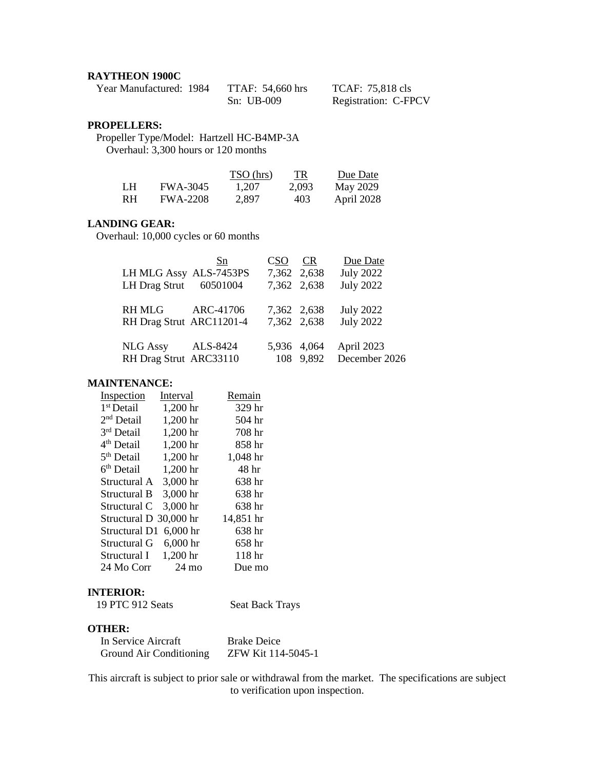**RAYTHEON 1900C**

| Year Manufactured: 1984 | TTAF: 54,660 hrs | TCAF: 75,818 cls |
|---|---|---|
| | Sn: UB-009 | Registration: C-FPCV |

**PROPELLERS:**

Propeller Type/Model: Hartzell HC-B4MP-3A

Overhaul: 3,300 hours or 120 months

| | | TSO (hrs) | TR | Due Date |
|---|---|---|---|---|
| LH | FWA-3045 | 1,207 | 2,093 | May 2029 |
| RH | FWA-2208 | 2,897 | 403 | April 2028 |

**LANDING GEAR:**

Overhaul: 10,000 cycles or 60 months

| | Sn | CSO | CR | Due Date |
|---|---|---|---|---|
| LH MLG Assy | ALS-7453PS | 7,362 | 2,638 | July 2022 |
| LH Drag Strut | 60501004 | 7,362 | 2,638 | July 2022 |
| RH MLG | ARC-41706 | 7,362 | 2,638 | July 2022 |
| RH Drag Strut | ARC11201-4 | 7,362 | 2,638 | July 2022 |
| NLG Assy | ALS-8424 | 5,936 | 4,064 | April 2023 |
| RH Drag Strut | ARC33110 | 108 | 9,892 | December 2026 |

**MAINTENANCE:**

| Inspection | Interval | Remain |
|---|---|---|
| 1st Detail | 1,200 hr | 329 hr |
| 2nd Detail | 1,200 hr | 504 hr |
| 3rd Detail | 1,200 hr | 708 hr |
| 4th Detail | 1,200 hr | 858 hr |
| 5th Detail | 1,200 hr | 1,048 hr |
| 6th Detail | 1,200 hr | 48 hr |
| Structural A | 3,000 hr | 638 hr |
| Structural B | 3,000 hr | 638 hr |
| Structural C | 3,000 hr | 638 hr |
| Structural D | 30,000 hr | 14,851 hr |
| Structural D1 | 6,000 hr | 638 hr |
| Structural G | 6,000 hr | 658 hr |
| Structural I | 1,200 hr | 118 hr |
| 24 Mo Corr | 24 mo | Due mo |

**INTERIOR:**

19 PTC 912 Seats — Seat Back Trays

**OTHER:**

| In Service Aircraft | Brake Deice |
|---|---|
| Ground Air Conditioning | ZFW Kit 114-5045-1 |

This aircraft is subject to prior sale or withdrawal from the market. The specifications are subject to verification upon inspection.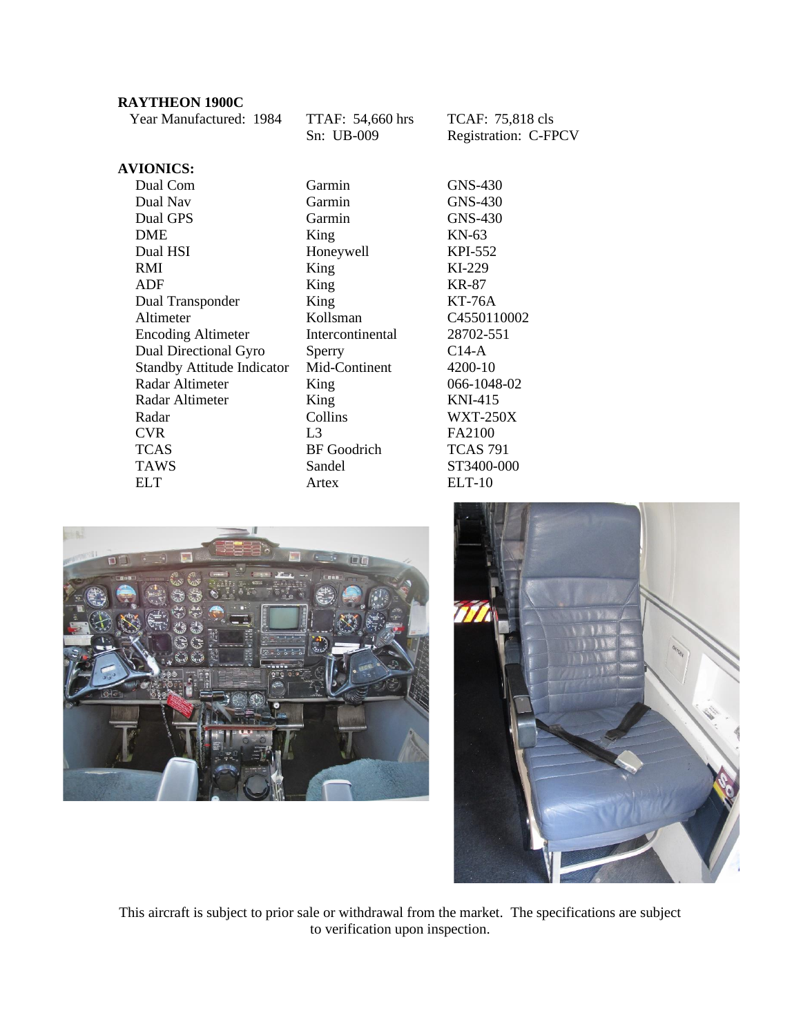**RAYTHEON 1900C**

| | | |
|---|---|---|
| Year Manufactured: 1984 | TTAF: 54,660 hrs | TCAF: 75,818 cls |
| | Sn: UB-009 | Registration: C-FPCV |

**AVIONICS:**

| | | |
|---|---|---|
| Dual Com | Garmin | GNS-430 |
| Dual Nav | Garmin | GNS-430 |
| Dual GPS | Garmin | GNS-430 |
| DME | King | KN-63 |
| Dual HSI | Honeywell | KPI-552 |
| RMI | King | KI-229 |
| ADF | King | KR-87 |
| Dual Transponder | King | KT-76A |
| Altimeter | Kollsman | C4550110002 |
| Encoding Altimeter | Intercontinental | 28702-551 |
| Dual Directional Gyro | Sperry | C14-A |
| Standby Attitude Indicator | Mid-Continent | 4200-10 |
| Radar Altimeter | King | 066-1048-02 |
| Radar Altimeter | King | KNI-415 |
| Radar | Collins | WXT-250X |
| CVR | L3 | FA2100 |
| TCAS | BF Goodrich | TCAS 791 |
| TAWS | Sandel | ST3400-000 |
| ELT | Artex | ELT-10 |

This aircraft is subject to prior sale or withdrawal from the market. The specifications are subject to verification upon inspection.